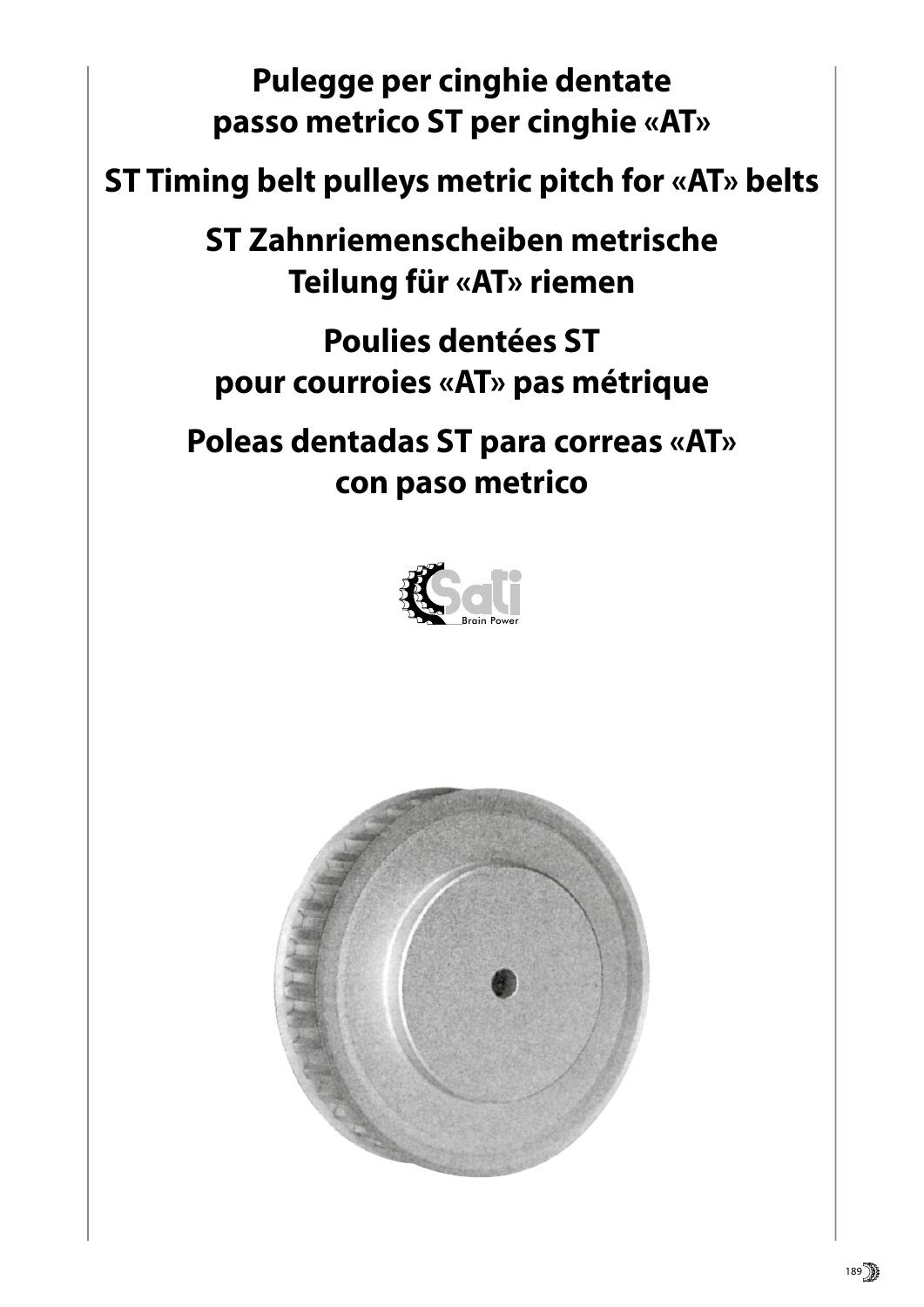# Pulegge per cinghie dentate passo metrico ST per cinghie «AT»

# ST Timing belt pulleys metric pitch for «AT» belts

# ST Zahnriemenscheiben metrische Teilung für «AT» riemen

# Poulies dentées ST pour courroies «AT» pas métrique

# Poleas dentadas ST para correas «AT» con paso metrico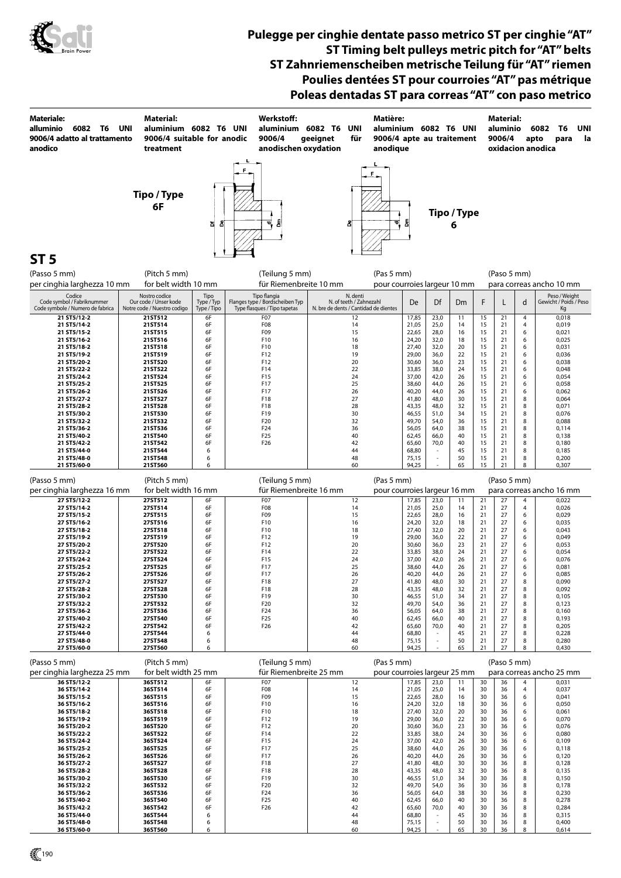# Pulegge per cinghie dentate passo metrico ST per cinghie "AT"
# ST Timing belt pulleys metric pitch for "AT" belts
# ST Zahnriemenscheiben metrische Teilung für "AT" riemen
# Poulies dentées ST pour courroies "AT" pas métrique
# Poleas dentadas ST para correas "AT" con paso metrico

**Materiale:** alluminio 6082 T6 UNI 9006/4 adatto al trattamento anodico

**Material:** aluminium 6082 T6 UNI 9006/4 suitable for anodic treatment

**Werkstoff:** aluminium 6082 T6 UNI 9006/4 geeignet für anodischen oxydation

**Matière:** aluminium 6082 T6 UNI 9006/4 apte au traitement anodique

**Material:** aluminio 6082 T6 UNI 9006/4 apto para la oxidacion anodica

**Tipo / Type 6F**

**Tipo / Type 6**

## ST 5

(Passo 5 mm) per cinghia larghezza 10 mm — (Pitch 5 mm) for belt width 10 mm — (Teilung 5 mm) für Riemenbreite 10 mm — (Pas 5 mm) pour courroies largeur 10 mm — (Paso 5 mm) para correas ancho 10 mm

| Codice<br>Code symbol / Fabriknummer<br>Code symbole / Numero de fabrica | Nostro codice<br>Our code / Unser kode<br>Notre code / Nuestro codigo | Tipo<br>Type / Typ<br>Type / Tipo | Tipo flangia<br>Flanges type / Bordscheiben Typ<br>Type flasques / Tipo tapetas | N. denti<br>N. of teeth / Zahnezahl<br>N. bre de dents / Cantidad de dientes | De | Df | Dm | F | L | d | Peso / Weight<br>Gewicht / Poids / Peso<br>Kg |
|---|---|---|---|---|---|---|---|---|---|---|---|
| 21 ST5/12-2 | 21ST512 | 6F | F07 | 12 | 17,85 | 23,0 | 11 | 15 | 21 | 4 | 0,018 |
| 21 ST5/14-2 | 21ST514 | 6F | F08 | 14 | 21,05 | 25,0 | 14 | 15 | 21 | 4 | 0,019 |
| 21 ST5/15-2 | 21ST515 | 6F | F09 | 15 | 22,65 | 28,0 | 16 | 15 | 21 | 6 | 0,021 |
| 21 ST5/16-2 | 21ST516 | 6F | F10 | 16 | 24,20 | 32,0 | 18 | 15 | 21 | 6 | 0,025 |
| 21 ST5/18-2 | 21ST518 | 6F | F10 | 18 | 27,40 | 32,0 | 20 | 15 | 21 | 6 | 0,031 |
| 21 ST5/19-2 | 21ST519 | 6F | F12 | 19 | 29,00 | 36,0 | 22 | 15 | 21 | 6 | 0,036 |
| 21 ST5/20-2 | 21ST520 | 6F | F12 | 20 | 30,60 | 36,0 | 23 | 15 | 21 | 6 | 0,038 |
| 21 ST5/22-2 | 21ST522 | 6F | F14 | 22 | 33,85 | 38,0 | 24 | 15 | 21 | 6 | 0,048 |
| 21 ST5/24-2 | 21ST524 | 6F | F15 | 24 | 37,00 | 42,0 | 26 | 15 | 21 | 6 | 0,054 |
| 21 ST5/25-2 | 21ST525 | 6F | F17 | 25 | 38,60 | 44,0 | 26 | 15 | 21 | 6 | 0,058 |
| 21 ST5/26-2 | 21ST526 | 6F | F17 | 26 | 40,20 | 44,0 | 26 | 15 | 21 | 6 | 0,062 |
| 21 ST5/27-2 | 21ST527 | 6F | F18 | 27 | 41,80 | 48,0 | 30 | 15 | 21 | 8 | 0,064 |
| 21 ST5/28-2 | 21ST528 | 6F | F18 | 28 | 43,35 | 48,0 | 32 | 15 | 21 | 8 | 0,071 |
| 21 ST5/30-2 | 21ST530 | 6F | F19 | 30 | 46,55 | 51,0 | 34 | 15 | 21 | 8 | 0,076 |
| 21 ST5/32-2 | 21ST532 | 6F | F20 | 32 | 49,70 | 54,0 | 36 | 15 | 21 | 8 | 0,088 |
| 21 ST5/36-2 | 21ST536 | 6F | F24 | 36 | 56,05 | 64,0 | 38 | 15 | 21 | 8 | 0,114 |
| 21 ST5/40-2 | 21ST540 | 6F | F25 | 40 | 62,45 | 66,0 | 40 | 15 | 21 | 8 | 0,138 |
| 21 ST5/42-2 | 21ST542 | 6F | F26 | 42 | 65,60 | 70,0 | 40 | 15 | 21 | 8 | 0,180 |
| 21 ST5/44-0 | 21ST544 | 6 | | 44 | 68,80 | - | 45 | 15 | 21 | 8 | 0,185 |
| 21 ST5/48-0 | 21ST548 | 6 | | 48 | 75,15 | - | 50 | 15 | 21 | 8 | 0,200 |
| 21 ST5/60-0 | 21ST560 | 6 | | 60 | 94,25 | - | 65 | 15 | 21 | 8 | 0,307 |

(Passo 5 mm) per cinghia larghezza 16 mm — (Pitch 5 mm) for belt width 16 mm — (Teilung 5 mm) für Riemenbreite 16 mm — (Pas 5 mm) pour courroies largeur 16 mm — (Paso 5 mm) para correas ancho 16 mm

| Codice | Nostro codice | Tipo | Tipo flangia | N. denti | De | Df | Dm | F | L | d | Peso Kg |
|---|---|---|---|---|---|---|---|---|---|---|---|
| 27 ST5/12-2 | 27ST512 | 6F | F07 | 12 | 17,85 | 23,0 | 11 | 21 | 27 | 4 | 0,022 |
| 27 ST5/14-2 | 27ST514 | 6F | F08 | 14 | 21,05 | 25,0 | 14 | 21 | 27 | 4 | 0,026 |
| 27 ST5/15-2 | 27ST515 | 6F | F09 | 15 | 22,65 | 28,0 | 16 | 21 | 27 | 6 | 0,029 |
| 27 ST5/16-2 | 27ST516 | 6F | F10 | 16 | 24,20 | 32,0 | 18 | 21 | 27 | 6 | 0,035 |
| 27 ST5/18-2 | 27ST518 | 6F | F10 | 18 | 27,40 | 32,0 | 20 | 21 | 27 | 6 | 0,043 |
| 27 ST5/19-2 | 27ST519 | 6F | F12 | 19 | 29,00 | 36,0 | 22 | 21 | 27 | 6 | 0,049 |
| 27 ST5/20-2 | 27ST520 | 6F | F12 | 20 | 30,60 | 36,0 | 23 | 21 | 27 | 6 | 0,053 |
| 27 ST5/22-2 | 27ST522 | 6F | F14 | 22 | 33,85 | 38,0 | 24 | 21 | 27 | 6 | 0,054 |
| 27 ST5/24-2 | 27ST524 | 6F | F15 | 24 | 37,00 | 42,0 | 26 | 21 | 27 | 6 | 0,076 |
| 27 ST5/25-2 | 27ST525 | 6F | F17 | 25 | 38,60 | 44,0 | 26 | 21 | 27 | 6 | 0,081 |
| 27 ST5/26-2 | 27ST526 | 6F | F17 | 26 | 40,20 | 44,0 | 26 | 21 | 27 | 6 | 0,085 |
| 27 ST5/27-2 | 27ST527 | 6F | F18 | 27 | 41,80 | 48,0 | 30 | 21 | 27 | 8 | 0,090 |
| 27 ST5/28-2 | 27ST528 | 6F | F18 | 28 | 43,35 | 48,0 | 32 | 21 | 27 | 8 | 0,092 |
| 27 ST5/30-2 | 27ST530 | 6F | F19 | 30 | 46,55 | 51,0 | 34 | 21 | 27 | 8 | 0,105 |
| 27 ST5/32-2 | 27ST532 | 6F | F20 | 32 | 49,70 | 54,0 | 36 | 21 | 27 | 8 | 0,123 |
| 27 ST5/36-2 | 27ST536 | 6F | F24 | 36 | 56,05 | 64,0 | 38 | 21 | 27 | 8 | 0,160 |
| 27 ST5/40-2 | 27ST540 | 6F | F25 | 40 | 62,45 | 66,0 | 40 | 21 | 27 | 8 | 0,193 |
| 27 ST5/42-2 | 27ST542 | 6F | F26 | 42 | 65,60 | 70,0 | 40 | 21 | 27 | 8 | 0,205 |
| 27 ST5/44-0 | 27ST544 | 6 | | 44 | 68,80 | - | 45 | 21 | 27 | 8 | 0,228 |
| 27 ST5/48-0 | 27ST548 | 6 | | 48 | 75,15 | - | 50 | 21 | 27 | 8 | 0,280 |
| 27 ST5/60-0 | 27ST560 | 6 | | 60 | 94,25 | - | 65 | 21 | 27 | 8 | 0,430 |

(Passo 5 mm) per cinghia larghezza 25 mm — (Pitch 5 mm) for belt width 25 mm — (Teilung 5 mm) für Riemenbreite 25 mm — (Pas 5 mm) pour courroies largeur 25 mm — (Paso 5 mm) para correas ancho 25 mm

| Codice | Nostro codice | Tipo | Tipo flangia | N. denti | De | Df | Dm | F | L | d | Peso Kg |
|---|---|---|---|---|---|---|---|---|---|---|---|
| 36 ST5/12-2 | 36ST512 | 6F | F07 | 12 | 17,85 | 23,0 | 11 | 30 | 36 | 4 | 0,031 |
| 36 ST5/14-2 | 36ST514 | 6F | F08 | 14 | 21,05 | 25,0 | 14 | 30 | 36 | 4 | 0,037 |
| 36 ST5/15-2 | 36ST515 | 6F | F09 | 15 | 22,65 | 28,0 | 16 | 30 | 36 | 6 | 0,041 |
| 36 ST5/16-2 | 36ST516 | 6F | F10 | 16 | 24,20 | 32,0 | 18 | 30 | 36 | 6 | 0,050 |
| 36 ST5/18-2 | 36ST518 | 6F | F10 | 18 | 27,40 | 32,0 | 20 | 30 | 36 | 6 | 0,061 |
| 36 ST5/19-2 | 36ST519 | 6F | F12 | 19 | 29,00 | 36,0 | 22 | 30 | 36 | 6 | 0,070 |
| 36 ST5/20-2 | 36ST520 | 6F | F12 | 20 | 30,60 | 36,0 | 23 | 30 | 36 | 6 | 0,076 |
| 36 ST5/22-2 | 36ST522 | 6F | F14 | 22 | 33,85 | 38,0 | 24 | 30 | 36 | 6 | 0,080 |
| 36 ST5/24-2 | 36ST524 | 6F | F15 | 24 | 37,00 | 42,0 | 26 | 30 | 36 | 6 | 0,109 |
| 36 ST5/25-2 | 36ST525 | 6F | F17 | 25 | 38,60 | 44,0 | 26 | 30 | 36 | 6 | 0,118 |
| 36 ST5/26-2 | 36ST526 | 6F | F17 | 26 | 40,20 | 44,0 | 26 | 30 | 36 | 6 | 0,120 |
| 36 ST5/27-2 | 36ST527 | 6F | F18 | 27 | 41,80 | 48,0 | 30 | 30 | 36 | 8 | 0,128 |
| 36 ST5/28-2 | 36ST528 | 6F | F18 | 28 | 43,35 | 48,0 | 32 | 30 | 36 | 8 | 0,135 |
| 36 ST5/30-2 | 36ST530 | 6F | F19 | 30 | 46,55 | 51,0 | 34 | 30 | 36 | 8 | 0,150 |
| 36 ST5/32-2 | 36ST532 | 6F | F20 | 32 | 49,70 | 54,0 | 36 | 30 | 36 | 8 | 0,178 |
| 36 ST5/36-2 | 36ST536 | 6F | F24 | 36 | 56,05 | 64,0 | 38 | 30 | 36 | 8 | 0,230 |
| 36 ST5/40-2 | 36ST540 | 6F | F25 | 40 | 62,45 | 66,0 | 40 | 30 | 36 | 8 | 0,278 |
| 36 ST5/42-2 | 36ST542 | 6F | F26 | 42 | 65,60 | 70,0 | 40 | 30 | 36 | 8 | 0,284 |
| 36 ST5/44-0 | 36ST544 | 6 | | 44 | 68,80 | - | 45 | 30 | 36 | 8 | 0,315 |
| 36 ST5/48-0 | 36ST548 | 6 | | 48 | 75,15 | - | 50 | 30 | 36 | 8 | 0,400 |
| 36 ST5/60-0 | 36ST560 | 6 | | 60 | 94,25 | - | 65 | 30 | 36 | 8 | 0,614 |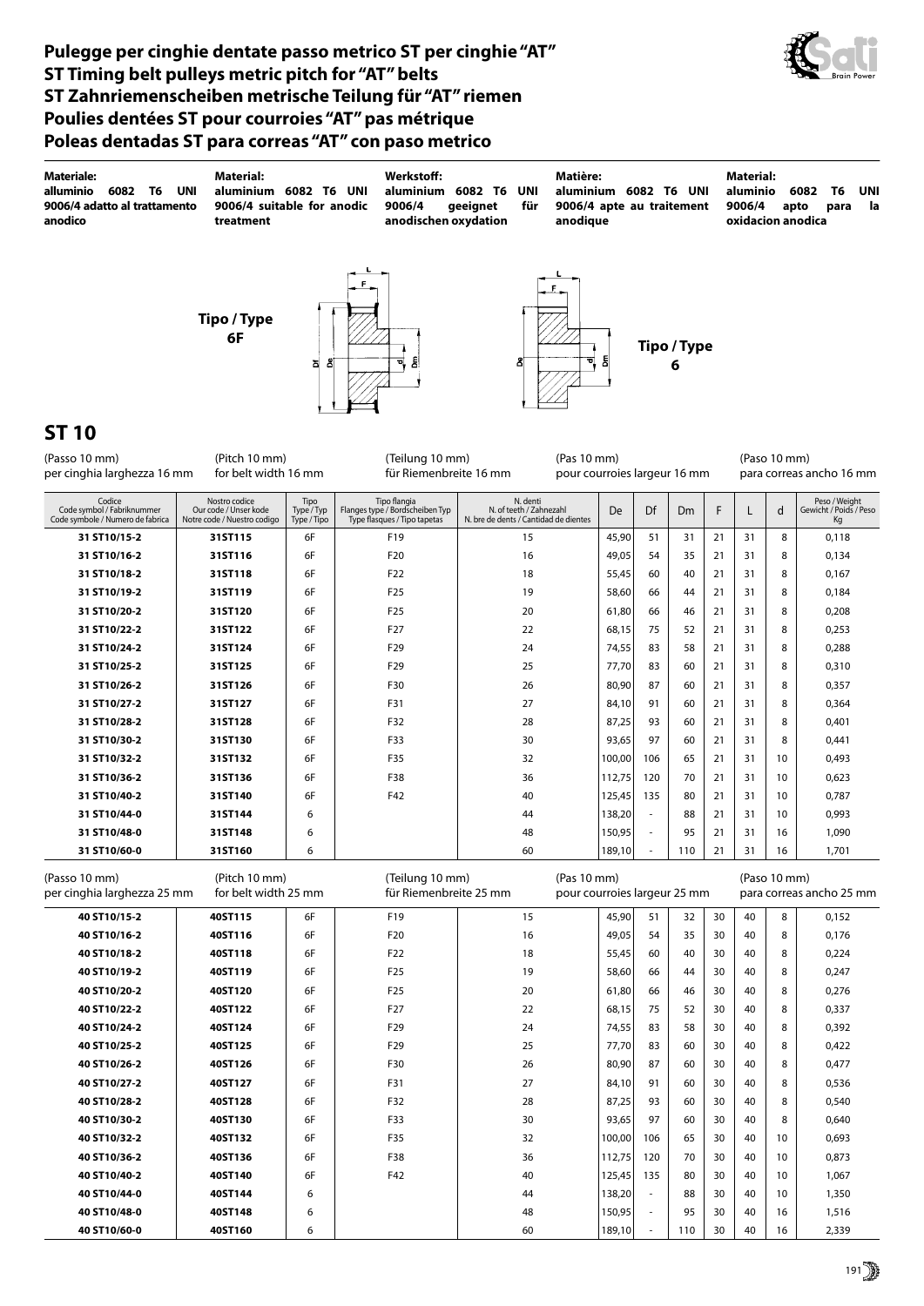# Pulegge per cinghie dentate passo metrico ST per cinghie "AT"
# ST Timing belt pulleys metric pitch for "AT" belts
# ST Zahnriemenscheiben metrische Teilung für "AT" riemen
# Poulies dentées ST pour courroies "AT" pas métrique
# Poleas dentadas ST para correas "AT" con paso metrico

**Materiale:**
**alluminio 6082 T6 UNI 9006/4 adatto al trattamento anodico**

**Material:**
**aluminium 6082 T6 UNI 9006/4 suitable for anodic treatment**

**Werkstoff:**
**aluminium 6082 T6 UNI 9006/4 geeignet für anodischen oxydation**

**Matière:**
**aluminium 6082 T6 UNI 9006/4 apte au traitement anodique**

**Material:**
**aluminio 6082 T6 UNI 9006/4 apto para la oxidacion anodica**

**Tipo / Type 6F**

**Tipo / Type 6**

## ST 10

(Passo 10 mm) per cinghia larghezza 16 mm — (Pitch 10 mm) for belt width 16 mm — (Teilung 10 mm) für Riemenbreite 16 mm — (Pas 10 mm) pour courroies largeur 16 mm — (Paso 10 mm) para correas ancho 16 mm

| Codice<br>Code symbol / Fabriknummer<br>Code symbole / Numero de fabrica | Nostro codice<br>Our code / Unser kode<br>Notre code / Nuestro codigo | Tipo<br>Type / Typ<br>Type / Tipo | Tipo flangia<br>Flanges type / Bordscheiben Typ<br>Type flasques / Tipo tapetas | N. denti<br>N. of teeth / Zahnezahl<br>N. bre de dents / Cantidad de dientes | De | Df | Dm | F | L | d | Peso / Weight<br>Gewicht / Poids / Peso<br>Kg |
|---|---|---|---|---|---|---|---|---|---|---|---|
| 31 ST10/15-2 | 31ST115 | 6F | F19 | 15 | 45,90 | 51 | 31 | 21 | 31 | 8 | 0,118 |
| 31 ST10/16-2 | 31ST116 | 6F | F20 | 16 | 49,05 | 54 | 35 | 21 | 31 | 8 | 0,134 |
| 31 ST10/18-2 | 31ST118 | 6F | F22 | 18 | 55,45 | 60 | 40 | 21 | 31 | 8 | 0,167 |
| 31 ST10/19-2 | 31ST119 | 6F | F25 | 19 | 58,60 | 66 | 44 | 21 | 31 | 8 | 0,184 |
| 31 ST10/20-2 | 31ST120 | 6F | F25 | 20 | 61,80 | 66 | 46 | 21 | 31 | 8 | 0,208 |
| 31 ST10/22-2 | 31ST122 | 6F | F27 | 22 | 68,15 | 75 | 52 | 21 | 31 | 8 | 0,253 |
| 31 ST10/24-2 | 31ST124 | 6F | F29 | 24 | 74,55 | 83 | 58 | 21 | 31 | 8 | 0,288 |
| 31 ST10/25-2 | 31ST125 | 6F | F29 | 25 | 77,70 | 83 | 60 | 21 | 31 | 8 | 0,310 |
| 31 ST10/26-2 | 31ST126 | 6F | F30 | 26 | 80,90 | 87 | 60 | 21 | 31 | 8 | 0,357 |
| 31 ST10/27-2 | 31ST127 | 6F | F31 | 27 | 84,10 | 91 | 60 | 21 | 31 | 8 | 0,364 |
| 31 ST10/28-2 | 31ST128 | 6F | F32 | 28 | 87,25 | 93 | 60 | 21 | 31 | 8 | 0,401 |
| 31 ST10/30-2 | 31ST130 | 6F | F33 | 30 | 93,65 | 97 | 60 | 21 | 31 | 8 | 0,441 |
| 31 ST10/32-2 | 31ST132 | 6F | F35 | 32 | 100,00 | 106 | 65 | 21 | 31 | 10 | 0,493 |
| 31 ST10/36-2 | 31ST136 | 6F | F38 | 36 | 112,75 | 120 | 70 | 21 | 31 | 10 | 0,623 |
| 31 ST10/40-2 | 31ST140 | 6F | F42 | 40 | 125,45 | 135 | 80 | 21 | 31 | 10 | 0,787 |
| 31 ST10/44-0 | 31ST144 | 6 | | 44 | 138,20 | - | 88 | 21 | 31 | 10 | 0,993 |
| 31 ST10/48-0 | 31ST148 | 6 | | 48 | 150,95 | - | 95 | 21 | 31 | 16 | 1,090 |
| 31 ST10/60-0 | 31ST160 | 6 | | 60 | 189,10 | - | 110 | 21 | 31 | 16 | 1,701 |

(Passo 10 mm) per cinghia larghezza 25 mm — (Pitch 10 mm) for belt width 25 mm — (Teilung 10 mm) für Riemenbreite 25 mm — (Pas 10 mm) pour courroies largeur 25 mm — (Paso 10 mm) para correas ancho 25 mm

| Codice<br>Code symbol / Fabriknummer<br>Code symbole / Numero de fabrica | Nostro codice<br>Our code / Unser kode<br>Notre code / Nuestro codigo | Tipo<br>Type / Typ<br>Type / Tipo | Tipo flangia<br>Flanges type / Bordscheiben Typ<br>Type flasques / Tipo tapetas | N. denti<br>N. of teeth / Zahnezahl<br>N. bre de dents / Cantidad de dientes | De | Df | Dm | F | L | d | Peso / Weight<br>Gewicht / Poids / Peso<br>Kg |
|---|---|---|---|---|---|---|---|---|---|---|---|
| 40 ST10/15-2 | 40ST115 | 6F | F19 | 15 | 45,90 | 51 | 32 | 30 | 40 | 8 | 0,152 |
| 40 ST10/16-2 | 40ST116 | 6F | F20 | 16 | 49,05 | 54 | 35 | 30 | 40 | 8 | 0,176 |
| 40 ST10/18-2 | 40ST118 | 6F | F22 | 18 | 55,45 | 60 | 40 | 30 | 40 | 8 | 0,224 |
| 40 ST10/19-2 | 40ST119 | 6F | F25 | 19 | 58,60 | 66 | 44 | 30 | 40 | 8 | 0,247 |
| 40 ST10/20-2 | 40ST120 | 6F | F25 | 20 | 61,80 | 66 | 46 | 30 | 40 | 8 | 0,276 |
| 40 ST10/22-2 | 40ST122 | 6F | F27 | 22 | 68,15 | 75 | 52 | 30 | 40 | 8 | 0,337 |
| 40 ST10/24-2 | 40ST124 | 6F | F29 | 24 | 74,55 | 83 | 58 | 30 | 40 | 8 | 0,392 |
| 40 ST10/25-2 | 40ST125 | 6F | F29 | 25 | 77,70 | 83 | 60 | 30 | 40 | 8 | 0,422 |
| 40 ST10/26-2 | 40ST126 | 6F | F30 | 26 | 80,90 | 87 | 60 | 30 | 40 | 8 | 0,477 |
| 40 ST10/27-2 | 40ST127 | 6F | F31 | 27 | 84,10 | 91 | 60 | 30 | 40 | 8 | 0,536 |
| 40 ST10/28-2 | 40ST128 | 6F | F32 | 28 | 87,25 | 93 | 60 | 30 | 40 | 8 | 0,540 |
| 40 ST10/30-2 | 40ST130 | 6F | F33 | 30 | 93,65 | 97 | 60 | 30 | 40 | 8 | 0,640 |
| 40 ST10/32-2 | 40ST132 | 6F | F35 | 32 | 100,00 | 106 | 65 | 30 | 40 | 10 | 0,693 |
| 40 ST10/36-2 | 40ST136 | 6F | F38 | 36 | 112,75 | 120 | 70 | 30 | 40 | 10 | 0,873 |
| 40 ST10/40-2 | 40ST140 | 6F | F42 | 40 | 125,45 | 135 | 80 | 30 | 40 | 10 | 1,067 |
| 40 ST10/44-0 | 40ST144 | 6 | | 44 | 138,20 | - | 88 | 30 | 40 | 10 | 1,350 |
| 40 ST10/48-0 | 40ST148 | 6 | | 48 | 150,95 | - | 95 | 30 | 40 | 16 | 1,516 |
| 40 ST10/60-0 | 40ST160 | 6 | | 60 | 189,10 | - | 110 | 30 | 40 | 16 | 2,339 |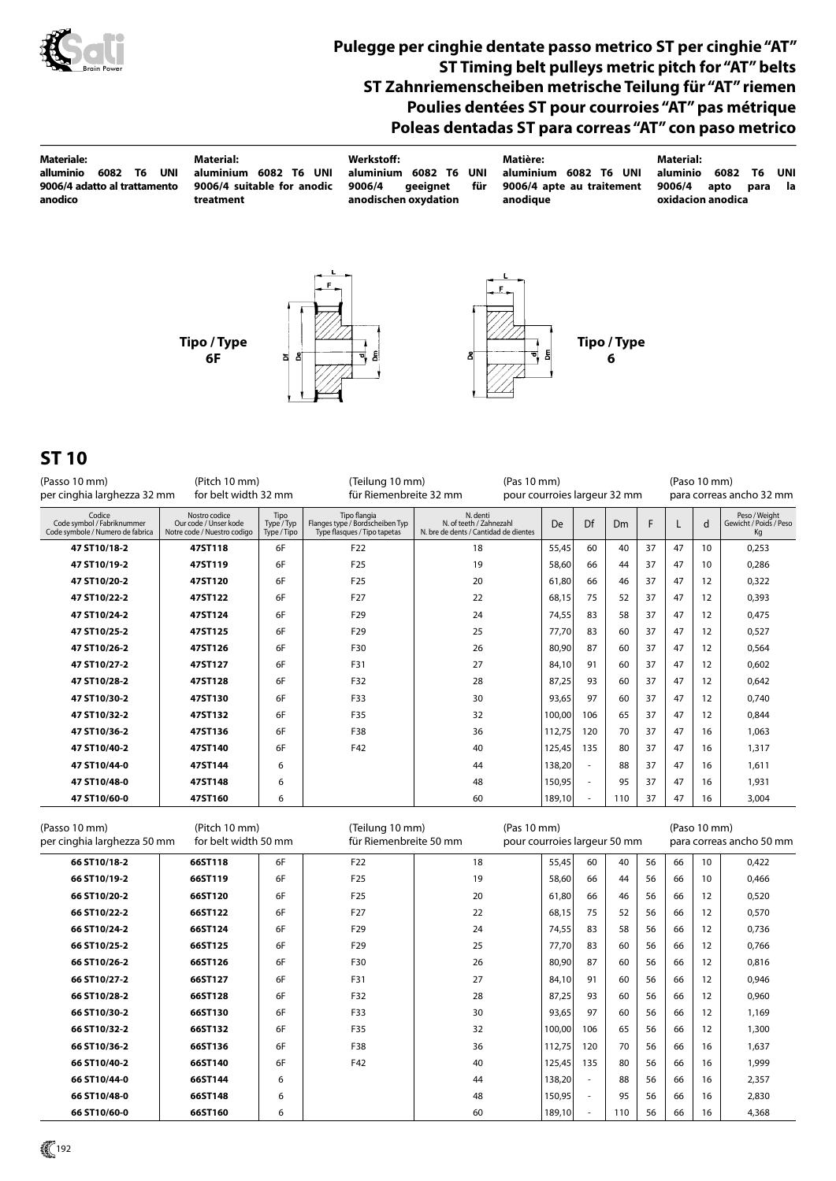# Pulegge per cinghie dentate passo metrico ST per cinghie "AT"
# ST Timing belt pulleys metric pitch for "AT" belts
# ST Zahnriemenscheiben metrische Teilung für "AT" riemen
# Poulies dentées ST pour courroies "AT" pas métrique
# Poleas dentadas ST para correas "AT" con paso metrico

| **Materiale:** | **Material:** | **Werkstoff:** | **Matière:** | **Material:** |
|---|---|---|---|---|
| **alluminio 6082 T6 UNI 9006/4 adatto al trattamento anodico** | **aluminium 6082 T6 UNI 9006/4 suitable for anodic treatment** | **aluminium 6082 T6 UNI 9006/4 geeignet für anodischen oxydation** | **aluminium 6082 T6 UNI 9006/4 apte au traitement anodique** | **aluminio 6082 T6 UNI 9006/4 apto para la oxidacion anodica** |

**Tipo / Type 6F**

**Tipo / Type 6**

## ST 10

(Passo 10 mm) per cinghia larghezza 32 mm — (Pitch 10 mm) for belt width 32 mm — (Teilung 10 mm) für Riemenbreite 32 mm — (Pas 10 mm) pour courroies largeur 32 mm — (Paso 10 mm) para correas ancho 32 mm

| Codice<br>Code symbol / Fabriknummer<br>Code symbole / Numero de fabrica | Nostro codice<br>Our code / Unser kode<br>Notre code / Nuestro codigo | Tipo<br>Type / Typ<br>Type / Tipo | Tipo flangia<br>Flanges type / Bordscheiben Typ<br>Type flasques / Tipo tapetas | N. denti<br>N. of teeth / Zahnezahl<br>N. bre de dents / Cantidad de dientes | De | Df | Dm | F | L | d | Peso / Weight<br>Gewicht / Poids / Peso<br>Kg |
|---|---|---|---|---|---|---|---|---|---|---|---|
| **47 ST10/18-2** | **47ST118** | 6F | F22 | 18 | 55,45 | 60 | 40 | 37 | 47 | 10 | 0,253 |
| **47 ST10/19-2** | **47ST119** | 6F | F25 | 19 | 58,60 | 66 | 44 | 37 | 47 | 10 | 0,286 |
| **47 ST10/20-2** | **47ST120** | 6F | F25 | 20 | 61,80 | 66 | 46 | 37 | 47 | 12 | 0,322 |
| **47 ST10/22-2** | **47ST122** | 6F | F27 | 22 | 68,15 | 75 | 52 | 37 | 47 | 12 | 0,393 |
| **47 ST10/24-2** | **47ST124** | 6F | F29 | 24 | 74,55 | 83 | 58 | 37 | 47 | 12 | 0,475 |
| **47 ST10/25-2** | **47ST125** | 6F | F29 | 25 | 77,70 | 83 | 60 | 37 | 47 | 12 | 0,527 |
| **47 ST10/26-2** | **47ST126** | 6F | F30 | 26 | 80,90 | 87 | 60 | 37 | 47 | 12 | 0,564 |
| **47 ST10/27-2** | **47ST127** | 6F | F31 | 27 | 84,10 | 91 | 60 | 37 | 47 | 12 | 0,602 |
| **47 ST10/28-2** | **47ST128** | 6F | F32 | 28 | 87,25 | 93 | 60 | 37 | 47 | 12 | 0,642 |
| **47 ST10/30-2** | **47ST130** | 6F | F33 | 30 | 93,65 | 97 | 60 | 37 | 47 | 12 | 0,740 |
| **47 ST10/32-2** | **47ST132** | 6F | F35 | 32 | 100,00 | 106 | 65 | 37 | 47 | 12 | 0,844 |
| **47 ST10/36-2** | **47ST136** | 6F | F38 | 36 | 112,75 | 120 | 70 | 37 | 47 | 16 | 1,063 |
| **47 ST10/40-2** | **47ST140** | 6F | F42 | 40 | 125,45 | 135 | 80 | 37 | 47 | 16 | 1,317 |
| **47 ST10/44-0** | **47ST144** | 6 | | 44 | 138,20 | - | 88 | 37 | 47 | 16 | 1,611 |
| **47 ST10/48-0** | **47ST148** | 6 | | 48 | 150,95 | - | 95 | 37 | 47 | 16 | 1,931 |
| **47 ST10/60-0** | **47ST160** | 6 | | 60 | 189,10 | - | 110 | 37 | 47 | 16 | 3,004 |

(Passo 10 mm) per cinghia larghezza 50 mm — (Pitch 10 mm) for belt width 50 mm — (Teilung 10 mm) für Riemenbreite 50 mm — (Pas 10 mm) pour courroies largeur 50 mm — (Paso 10 mm) para correas ancho 50 mm

| Codice | Nostro codice | Tipo | Tipo flangia | N. denti | De | Df | Dm | F | L | d | Peso / Weight Kg |
|---|---|---|---|---|---|---|---|---|---|---|---|
| **66 ST10/18-2** | **66ST118** | 6F | F22 | 18 | 55,45 | 60 | 40 | 56 | 66 | 10 | 0,422 |
| **66 ST10/19-2** | **66ST119** | 6F | F25 | 19 | 58,60 | 66 | 44 | 56 | 66 | 10 | 0,466 |
| **66 ST10/20-2** | **66ST120** | 6F | F25 | 20 | 61,80 | 66 | 46 | 56 | 66 | 12 | 0,520 |
| **66 ST10/22-2** | **66ST122** | 6F | F27 | 22 | 68,15 | 75 | 52 | 56 | 66 | 12 | 0,570 |
| **66 ST10/24-2** | **66ST124** | 6F | F29 | 24 | 74,55 | 83 | 58 | 56 | 66 | 12 | 0,736 |
| **66 ST10/25-2** | **66ST125** | 6F | F29 | 25 | 77,70 | 83 | 60 | 56 | 66 | 12 | 0,766 |
| **66 ST10/26-2** | **66ST126** | 6F | F30 | 26 | 80,90 | 87 | 60 | 56 | 66 | 12 | 0,816 |
| **66 ST10/27-2** | **66ST127** | 6F | F31 | 27 | 84,10 | 91 | 60 | 56 | 66 | 12 | 0,946 |
| **66 ST10/28-2** | **66ST128** | 6F | F32 | 28 | 87,25 | 93 | 60 | 56 | 66 | 12 | 0,960 |
| **66 ST10/30-2** | **66ST130** | 6F | F33 | 30 | 93,65 | 97 | 60 | 56 | 66 | 12 | 1,169 |
| **66 ST10/32-2** | **66ST132** | 6F | F35 | 32 | 100,00 | 106 | 65 | 56 | 66 | 12 | 1,300 |
| **66 ST10/36-2** | **66ST136** | 6F | F38 | 36 | 112,75 | 120 | 70 | 56 | 66 | 16 | 1,637 |
| **66 ST10/40-2** | **66ST140** | 6F | F42 | 40 | 125,45 | 135 | 80 | 56 | 66 | 16 | 1,999 |
| **66 ST10/44-0** | **66ST144** | 6 | | 44 | 138,20 | - | 88 | 56 | 66 | 16 | 2,357 |
| **66 ST10/48-0** | **66ST148** | 6 | | 48 | 150,95 | - | 95 | 56 | 66 | 16 | 2,830 |
| **66 ST10/60-0** | **66ST160** | 6 | | 60 | 189,10 | - | 110 | 56 | 66 | 16 | 4,368 |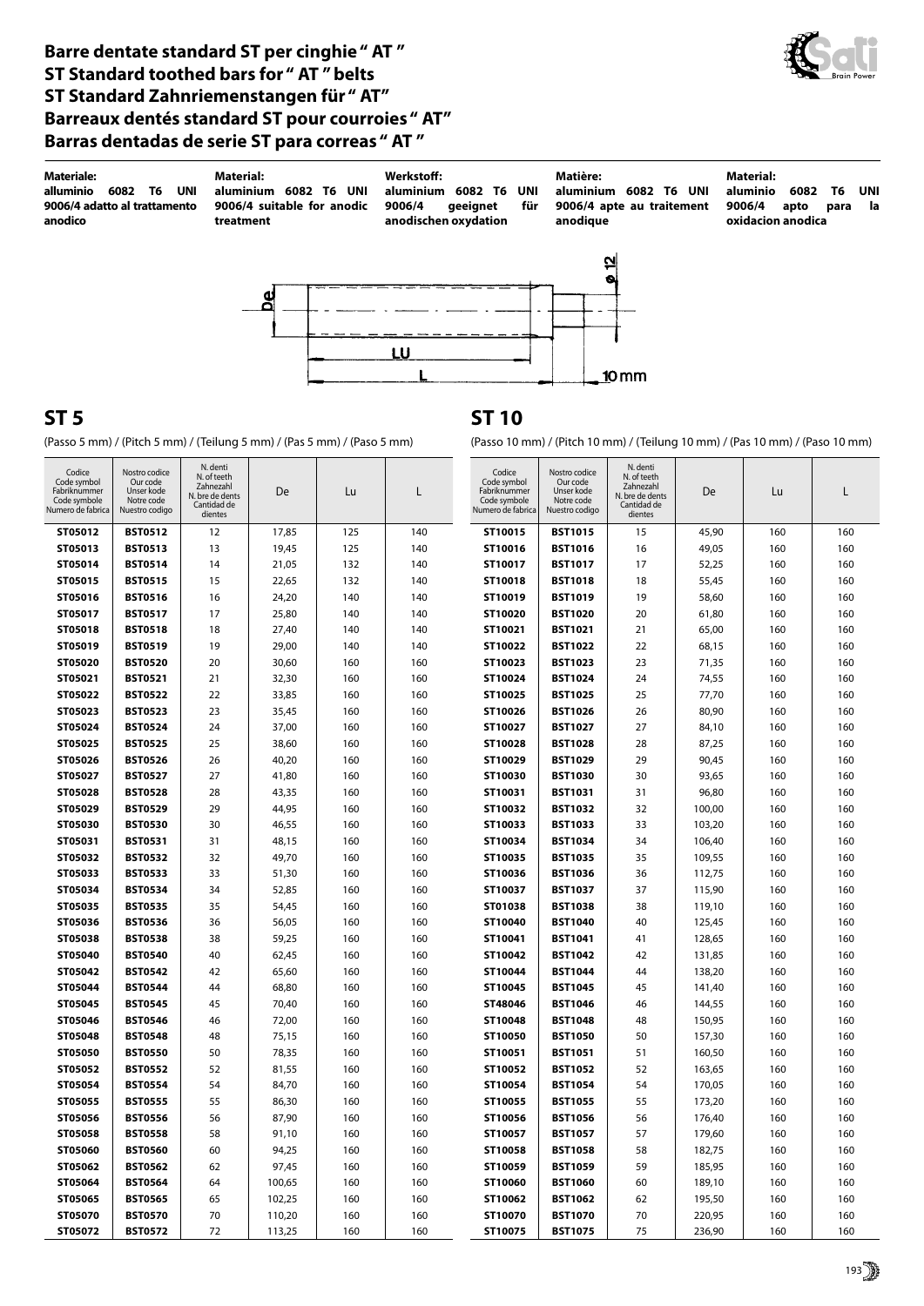# Barre dentate standard ST per cinghie " AT "
# ST Standard toothed bars for " AT " belts
# ST Standard Zahnriemenstangen für " AT"
# Barreaux dentés standard ST pour courroies " AT"
# Barras dentadas de serie ST para correas " AT "

**Materiale:**
**alluminio 6082 T6 UNI 9006/4 adatto al trattamento anodico**

**Material:**
**aluminium 6082 T6 UNI 9006/4 suitable for anodic treatment**

**Werkstoff:**
**aluminium 6082 T6 UNI 9006/4 geeignet für anodischen oxydation**

**Matière:**
**aluminium 6082 T6 UNI 9006/4 apte au traitement anodique**

**Material:**
**aluminio 6082 T6 UNI 9006/4 apto para la oxidacion anodica**

De — LU — L — ø 12 — 10 mm

## ST 5

(Passo 5 mm) / (Pitch 5 mm) / (Teilung 5 mm) / (Pas 5 mm) / (Paso 5 mm)

| Codice Code symbol Fabriknummer Code symbole Numero de fabrica | Nostro codice Our code Unser kode Notre code Nuestro codigo | N. denti N. of teeth Zahnezahl N. bre de dents Cantidad de dientes | De | Lu | L |
|---|---|---|---|---|---|
| **ST05012** | **BST0512** | 12 | 17,85 | 125 | 140 |
| **ST05013** | **BST0513** | 13 | 19,45 | 125 | 140 |
| **ST05014** | **BST0514** | 14 | 21,05 | 132 | 140 |
| **ST05015** | **BST0515** | 15 | 22,65 | 132 | 140 |
| **ST05016** | **BST0516** | 16 | 24,20 | 140 | 140 |
| **ST05017** | **BST0517** | 17 | 25,80 | 140 | 140 |
| **ST05018** | **BST0518** | 18 | 27,40 | 140 | 140 |
| **ST05019** | **BST0519** | 19 | 29,00 | 140 | 140 |
| **ST05020** | **BST0520** | 20 | 30,60 | 160 | 160 |
| **ST05021** | **BST0521** | 21 | 32,30 | 160 | 160 |
| **ST05022** | **BST0522** | 22 | 33,85 | 160 | 160 |
| **ST05023** | **BST0523** | 23 | 35,45 | 160 | 160 |
| **ST05024** | **BST0524** | 24 | 37,00 | 160 | 160 |
| **ST05025** | **BST0525** | 25 | 38,60 | 160 | 160 |
| **ST05026** | **BST0526** | 26 | 40,20 | 160 | 160 |
| **ST05027** | **BST0527** | 27 | 41,80 | 160 | 160 |
| **ST05028** | **BST0528** | 28 | 43,35 | 160 | 160 |
| **ST05029** | **BST0529** | 29 | 44,95 | 160 | 160 |
| **ST05030** | **BST0530** | 30 | 46,55 | 160 | 160 |
| **ST05031** | **BST0531** | 31 | 48,15 | 160 | 160 |
| **ST05032** | **BST0532** | 32 | 49,70 | 160 | 160 |
| **ST05033** | **BST0533** | 33 | 51,30 | 160 | 160 |
| **ST05034** | **BST0534** | 34 | 52,85 | 160 | 160 |
| **ST05035** | **BST0535** | 35 | 54,45 | 160 | 160 |
| **ST05036** | **BST0536** | 36 | 56,05 | 160 | 160 |
| **ST05038** | **BST0538** | 38 | 59,25 | 160 | 160 |
| **ST05040** | **BST0540** | 40 | 62,45 | 160 | 160 |
| **ST05042** | **BST0542** | 42 | 65,60 | 160 | 160 |
| **ST05044** | **BST0544** | 44 | 68,80 | 160 | 160 |
| **ST05045** | **BST0545** | 45 | 70,40 | 160 | 160 |
| **ST05046** | **BST0546** | 46 | 72,00 | 160 | 160 |
| **ST05048** | **BST0548** | 48 | 75,15 | 160 | 160 |
| **ST05050** | **BST0550** | 50 | 78,35 | 160 | 160 |
| **ST05052** | **BST0552** | 52 | 81,55 | 160 | 160 |
| **ST05054** | **BST0554** | 54 | 84,70 | 160 | 160 |
| **ST05055** | **BST0555** | 55 | 86,30 | 160 | 160 |
| **ST05056** | **BST0556** | 56 | 87,90 | 160 | 160 |
| **ST05058** | **BST0558** | 58 | 91,10 | 160 | 160 |
| **ST05060** | **BST0560** | 60 | 94,25 | 160 | 160 |
| **ST05062** | **BST0562** | 62 | 97,45 | 160 | 160 |
| **ST05064** | **BST0564** | 64 | 100,65 | 160 | 160 |
| **ST05065** | **BST0565** | 65 | 102,25 | 160 | 160 |
| **ST05070** | **BST0570** | 70 | 110,20 | 160 | 160 |
| **ST05072** | **BST0572** | 72 | 113,25 | 160 | 160 |

## ST 10

(Passo 10 mm) / (Pitch 10 mm) / (Teilung 10 mm) / (Pas 10 mm) / (Paso 10 mm)

| Codice Code symbol Fabriknummer Code symbole Numero de fabrica | Nostro codice Our code Unser kode Notre code Nuestro codigo | N. denti N. of teeth Zahnezahl N. bre de dents Cantidad de dientes | De | Lu | L |
|---|---|---|---|---|---|
| **ST10015** | **BST1015** | 15 | 45,90 | 160 | 160 |
| **ST10016** | **BST1016** | 16 | 49,05 | 160 | 160 |
| **ST10017** | **BST1017** | 17 | 52,25 | 160 | 160 |
| **ST10018** | **BST1018** | 18 | 55,45 | 160 | 160 |
| **ST10019** | **BST1019** | 19 | 58,60 | 160 | 160 |
| **ST10020** | **BST1020** | 20 | 61,80 | 160 | 160 |
| **ST10021** | **BST1021** | 21 | 65,00 | 160 | 160 |
| **ST10022** | **BST1022** | 22 | 68,15 | 160 | 160 |
| **ST10023** | **BST1023** | 23 | 71,35 | 160 | 160 |
| **ST10024** | **BST1024** | 24 | 74,55 | 160 | 160 |
| **ST10025** | **BST1025** | 25 | 77,70 | 160 | 160 |
| **ST10026** | **BST1026** | 26 | 80,90 | 160 | 160 |
| **ST10027** | **BST1027** | 27 | 84,10 | 160 | 160 |
| **ST10028** | **BST1028** | 28 | 87,25 | 160 | 160 |
| **ST10029** | **BST1029** | 29 | 90,45 | 160 | 160 |
| **ST10030** | **BST1030** | 30 | 93,65 | 160 | 160 |
| **ST10031** | **BST1031** | 31 | 96,80 | 160 | 160 |
| **ST10032** | **BST1032** | 32 | 100,00 | 160 | 160 |
| **ST10033** | **BST1033** | 33 | 103,20 | 160 | 160 |
| **ST10034** | **BST1034** | 34 | 106,40 | 160 | 160 |
| **ST10035** | **BST1035** | 35 | 109,55 | 160 | 160 |
| **ST10036** | **BST1036** | 36 | 112,75 | 160 | 160 |
| **ST10037** | **BST1037** | 37 | 115,90 | 160 | 160 |
| **ST01038** | **BST1038** | 38 | 119,10 | 160 | 160 |
| **ST10040** | **BST1040** | 40 | 125,45 | 160 | 160 |
| **ST10041** | **BST1041** | 41 | 128,65 | 160 | 160 |
| **ST10042** | **BST1042** | 42 | 131,85 | 160 | 160 |
| **ST10044** | **BST1044** | 44 | 138,20 | 160 | 160 |
| **ST10045** | **BST1045** | 45 | 141,40 | 160 | 160 |
| **ST48046** | **BST1046** | 46 | 144,55 | 160 | 160 |
| **ST10048** | **BST1048** | 48 | 150,95 | 160 | 160 |
| **ST10050** | **BST1050** | 50 | 157,30 | 160 | 160 |
| **ST10051** | **BST1051** | 51 | 160,50 | 160 | 160 |
| **ST10052** | **BST1052** | 52 | 163,65 | 160 | 160 |
| **ST10054** | **BST1054** | 54 | 170,05 | 160 | 160 |
| **ST10055** | **BST1055** | 55 | 173,20 | 160 | 160 |
| **ST10056** | **BST1056** | 56 | 176,40 | 160 | 160 |
| **ST10057** | **BST1057** | 57 | 179,60 | 160 | 160 |
| **ST10058** | **BST1058** | 58 | 182,75 | 160 | 160 |
| **ST10059** | **BST1059** | 59 | 185,95 | 160 | 160 |
| **ST10060** | **BST1060** | 60 | 189,10 | 160 | 160 |
| **ST10062** | **BST1062** | 62 | 195,50 | 160 | 160 |
| **ST10070** | **BST1070** | 70 | 220,95 | 160 | 160 |
| **ST10075** | **BST1075** | 75 | 236,90 | 160 | 160 |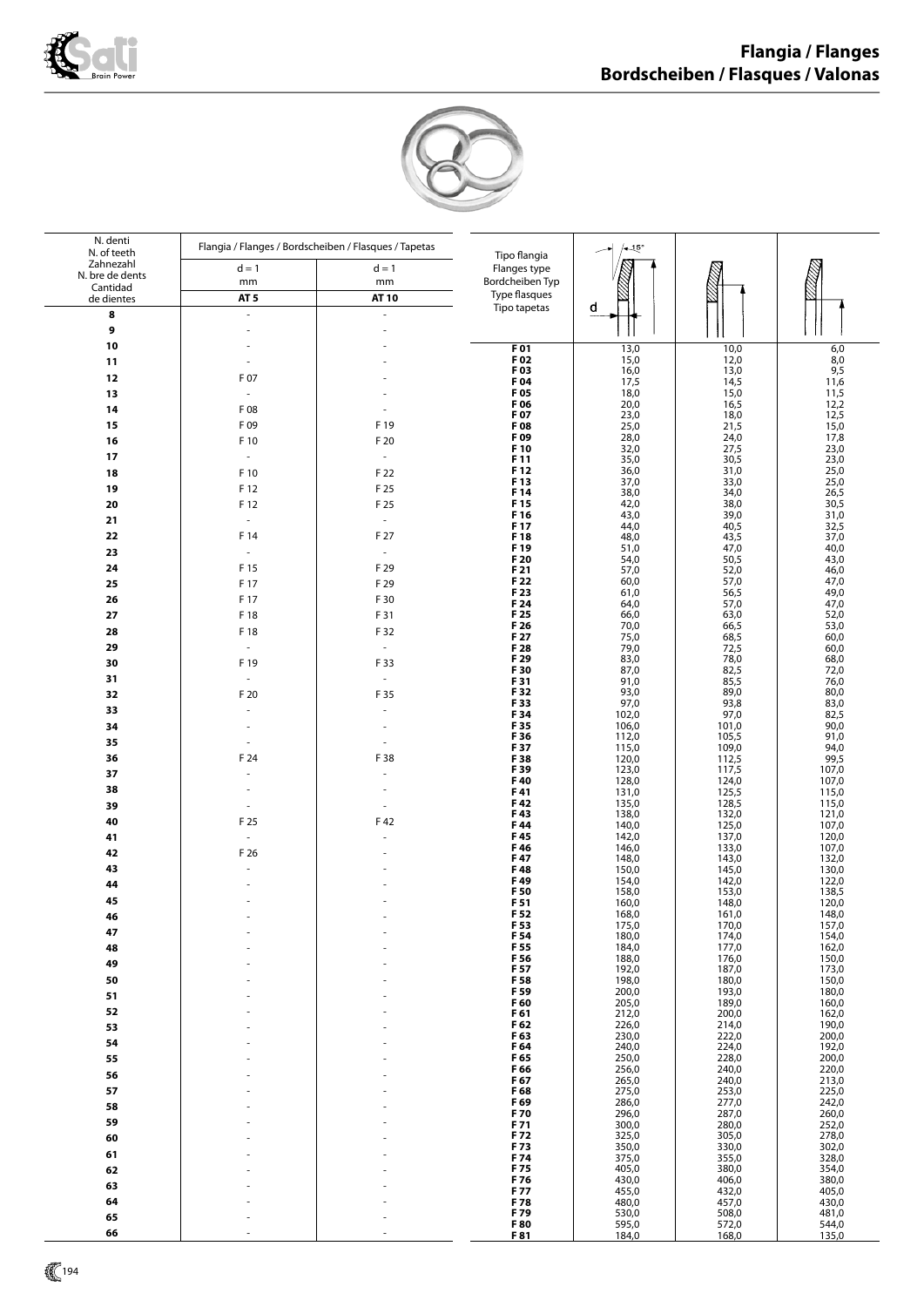# Flangia / Flanges
# Bordscheiben / Flasques / Valonas

| N. denti / N. of teeth / Zahnezahl / N. bre de dents / Cantidad de dientes | Flangia / Flanges / Bordscheiben / Flasques / Tapetas | |
|---|---|---|
| | d = 1 mm | d = 1 mm |
| | AT 5 | AT 10 |
| 8 | - | - |
| 9 | - | - |
| 10 | - | - |
| 11 | - | - |
| 12 | F 07 | - |
| 13 | - | - |
| 14 | F 08 | - |
| 15 | F 09 | F 19 |
| 16 | F 10 | F 20 |
| 17 | - | - |
| 18 | F 10 | F 22 |
| 19 | F 12 | F 25 |
| 20 | F 12 | F 25 |
| 21 | - | - |
| 22 | F 14 | F 27 |
| 23 | - | - |
| 24 | F 15 | F 29 |
| 25 | F 17 | F 29 |
| 26 | F 17 | F 30 |
| 27 | F 18 | F 31 |
| 28 | F 18 | F 32 |
| 29 | - | - |
| 30 | F 19 | F 33 |
| 31 | - | - |
| 32 | F 20 | F 35 |
| 33 | - | - |
| 34 | - | - |
| 35 | - | - |
| 36 | F 24 | F 38 |
| 37 | - | - |
| 38 | - | - |
| 39 | - | - |
| 40 | F 25 | F 42 |
| 41 | - | - |
| 42 | F 26 | - |
| 43 | - | - |
| 44 | - | - |
| 45 | - | - |
| 46 | - | - |
| 47 | - | - |
| 48 | - | - |
| 49 | - | - |
| 50 | - | - |
| 51 | - | - |
| 52 | - | - |
| 53 | - | - |
| 54 | - | - |
| 55 | - | - |
| 56 | - | - |
| 57 | - | - |
| 58 | - | - |
| 59 | - | - |
| 60 | - | - |
| 61 | - | - |
| 62 | - | - |
| 63 | - | - |
| 64 | - | - |
| 65 | - | - |
| 66 | - | - |

| Tipo flangia / Flanges type / Bordscheiben Typ / Type flasques / Tipo tapetas | d (15°) | | |
|---|---|---|---|
| F 01 | 13,0 | 10,0 | 6,0 |
| F 02 | 15,0 | 12,0 | 8,0 |
| F 03 | 16,0 | 13,0 | 9,5 |
| F 04 | 17,5 | 14,5 | 11,6 |
| F 05 | 18,0 | 15,0 | 11,5 |
| F 06 | 20,0 | 16,5 | 12,2 |
| F 07 | 23,0 | 18,0 | 12,5 |
| F 08 | 25,0 | 21,5 | 15,0 |
| F 09 | 28,0 | 24,0 | 17,8 |
| F 10 | 32,0 | 27,5 | 23,0 |
| F 11 | 35,0 | 30,5 | 23,0 |
| F 12 | 36,0 | 31,0 | 25,0 |
| F 13 | 37,0 | 33,0 | 25,0 |
| F 14 | 38,0 | 34,0 | 26,5 |
| F 15 | 42,0 | 38,0 | 30,5 |
| F 16 | 43,0 | 39,0 | 31,0 |
| F 17 | 44,0 | 40,5 | 32,5 |
| F 18 | 48,0 | 43,5 | 37,0 |
| F 19 | 51,0 | 47,0 | 40,0 |
| F 20 | 54,0 | 50,5 | 43,0 |
| F 21 | 57,0 | 52,0 | 46,0 |
| F 22 | 60,0 | 57,0 | 47,0 |
| F 23 | 61,0 | 56,5 | 49,0 |
| F 24 | 64,0 | 57,0 | 47,0 |
| F 25 | 66,0 | 63,0 | 52,0 |
| F 26 | 70,0 | 66,5 | 53,0 |
| F 27 | 75,0 | 68,5 | 60,0 |
| F 28 | 79,0 | 72,5 | 60,0 |
| F 29 | 83,0 | 78,0 | 68,0 |
| F 30 | 87,0 | 82,5 | 72,0 |
| F 31 | 91,0 | 85,5 | 76,0 |
| F 32 | 93,0 | 89,0 | 80,0 |
| F 33 | 97,0 | 93,8 | 83,0 |
| F 34 | 102,0 | 97,0 | 82,5 |
| F 35 | 106,0 | 101,0 | 90,0 |
| F 36 | 112,0 | 105,5 | 91,0 |
| F 37 | 115,0 | 109,0 | 94,0 |
| F 38 | 120,0 | 112,5 | 99,5 |
| F 39 | 123,0 | 117,5 | 107,0 |
| F 40 | 128,0 | 124,0 | 107,0 |
| F 41 | 131,0 | 125,5 | 115,0 |
| F 42 | 135,0 | 128,5 | 115,0 |
| F 43 | 138,0 | 132,0 | 121,0 |
| F 44 | 140,0 | 125,0 | 107,0 |
| F 45 | 142,0 | 137,0 | 120,0 |
| F 46 | 146,0 | 133,0 | 107,0 |
| F 47 | 148,0 | 143,0 | 132,0 |
| F 48 | 150,0 | 145,0 | 130,0 |
| F 49 | 154,0 | 142,0 | 122,0 |
| F 50 | 158,0 | 153,0 | 138,5 |
| F 51 | 160,0 | 148,0 | 120,0 |
| F 52 | 168,0 | 161,0 | 148,0 |
| F 53 | 175,0 | 170,0 | 157,0 |
| F 54 | 180,0 | 174,0 | 154,0 |
| F 55 | 184,0 | 177,0 | 162,0 |
| F 56 | 188,0 | 176,0 | 150,0 |
| F 57 | 192,0 | 187,0 | 173,0 |
| F 58 | 198,0 | 180,0 | 150,0 |
| F 59 | 200,0 | 193,0 | 180,0 |
| F 60 | 205,0 | 189,0 | 160,0 |
| F 61 | 212,0 | 200,0 | 162,0 |
| F 62 | 226,0 | 214,0 | 190,0 |
| F 63 | 230,0 | 222,0 | 200,0 |
| F 64 | 240,0 | 224,0 | 192,0 |
| F 65 | 250,0 | 228,0 | 200,0 |
| F 66 | 256,0 | 240,0 | 220,0 |
| F 67 | 265,0 | 240,0 | 213,0 |
| F 68 | 275,0 | 253,0 | 225,0 |
| F 69 | 286,0 | 277,0 | 242,0 |
| F 70 | 296,0 | 287,0 | 260,0 |
| F 71 | 300,0 | 280,0 | 252,0 |
| F 72 | 325,0 | 305,0 | 278,0 |
| F 73 | 350,0 | 330,0 | 302,0 |
| F 74 | 375,0 | 355,0 | 328,0 |
| F 75 | 405,0 | 380,0 | 354,0 |
| F 76 | 430,0 | 406,0 | 380,0 |
| F 77 | 455,0 | 432,0 | 405,0 |
| F 78 | 480,0 | 457,0 | 430,0 |
| F 79 | 530,0 | 508,0 | 481,0 |
| F 80 | 595,0 | 572,0 | 544,0 |
| F 81 | 184,0 | 168,0 | 135,0 |